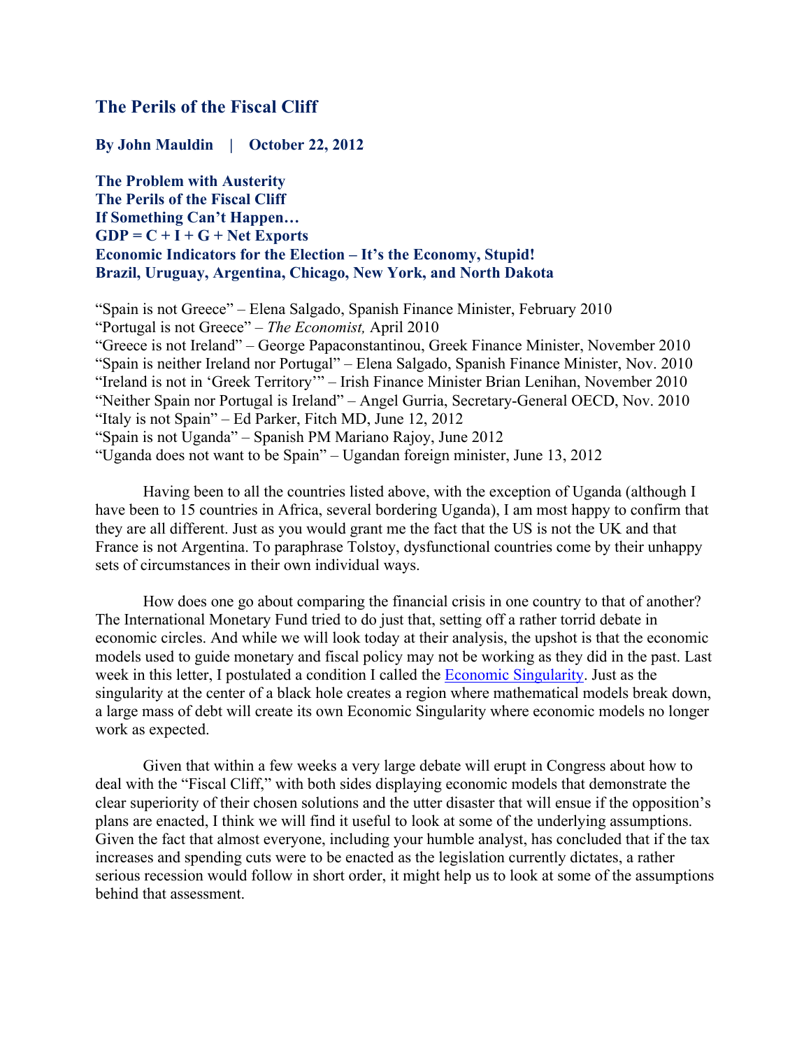# The Perils of the Fiscal Cliff

**By John Mauldin | October 22, 2012**

**The Problem with Austerity**
**The Perils of the Fiscal Cliff**
**If Something Can't Happen…**
**GDP = C + I + G + Net Exports**
**Economic Indicators for the Election – It's the Economy, Stupid!**
**Brazil, Uruguay, Argentina, Chicago, New York, and North Dakota**

"Spain is not Greece" – Elena Salgado, Spanish Finance Minister, February 2010
"Portugal is not Greece" – *The Economist,* April 2010
"Greece is not Ireland" – George Papaconstantinou, Greek Finance Minister, November 2010
"Spain is neither Ireland nor Portugal" – Elena Salgado, Spanish Finance Minister, Nov. 2010
"Ireland is not in 'Greek Territory'" – Irish Finance Minister Brian Lenihan, November 2010
"Neither Spain nor Portugal is Ireland" – Angel Gurria, Secretary-General OECD, Nov. 2010
"Italy is not Spain" – Ed Parker, Fitch MD, June 12, 2012
"Spain is not Uganda" – Spanish PM Mariano Rajoy, June 2012
"Uganda does not want to be Spain" – Ugandan foreign minister, June 13, 2012

Having been to all the countries listed above, with the exception of Uganda (although I have been to 15 countries in Africa, several bordering Uganda), I am most happy to confirm that they are all different. Just as you would grant me the fact that the US is not the UK and that France is not Argentina. To paraphrase Tolstoy, dysfunctional countries come by their unhappy sets of circumstances in their own individual ways.

How does one go about comparing the financial crisis in one country to that of another? The International Monetary Fund tried to do just that, setting off a rather torrid debate in economic circles. And while we will look today at their analysis, the upshot is that the economic models used to guide monetary and fiscal policy may not be working as they did in the past. Last week in this letter, I postulated a condition I called the Economic Singularity. Just as the singularity at the center of a black hole creates a region where mathematical models break down, a large mass of debt will create its own Economic Singularity where economic models no longer work as expected.

Given that within a few weeks a very large debate will erupt in Congress about how to deal with the "Fiscal Cliff," with both sides displaying economic models that demonstrate the clear superiority of their chosen solutions and the utter disaster that will ensue if the opposition's plans are enacted, I think we will find it useful to look at some of the underlying assumptions. Given the fact that almost everyone, including your humble analyst, has concluded that if the tax increases and spending cuts were to be enacted as the legislation currently dictates, a rather serious recession would follow in short order, it might help us to look at some of the assumptions behind that assessment.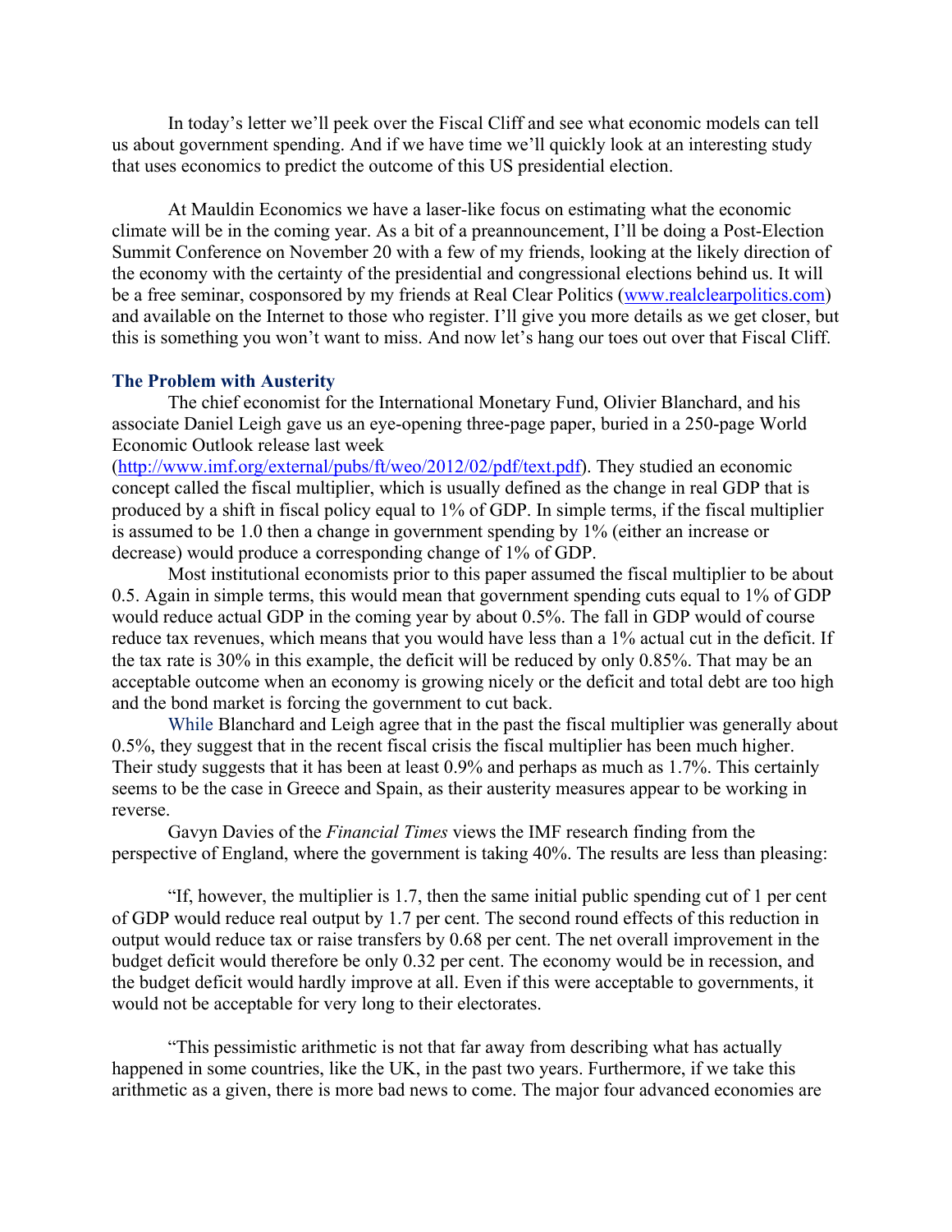In today's letter we'll peek over the Fiscal Cliff and see what economic models can tell us about government spending. And if we have time we'll quickly look at an interesting study that uses economics to predict the outcome of this US presidential election.

At Mauldin Economics we have a laser-like focus on estimating what the economic climate will be in the coming year. As a bit of a preannouncement, I'll be doing a Post-Election Summit Conference on November 20 with a few of my friends, looking at the likely direction of the economy with the certainty of the presidential and congressional elections behind us. It will be a free seminar, cosponsored by my friends at Real Clear Politics ([www.realclearpolitics.com](www.realclearpolitics.com)) and available on the Internet to those who register. I'll give you more details as we get closer, but this is something you won't want to miss. And now let's hang our toes out over that Fiscal Cliff.

## The Problem with Austerity

The chief economist for the International Monetary Fund, Olivier Blanchard, and his associate Daniel Leigh gave us an eye-opening three-page paper, buried in a 250-page World Economic Outlook release last week ([http://www.imf.org/external/pubs/ft/weo/2012/02/pdf/text.pdf](http://www.imf.org/external/pubs/ft/weo/2012/02/pdf/text.pdf)). They studied an economic concept called the fiscal multiplier, which is usually defined as the change in real GDP that is produced by a shift in fiscal policy equal to 1% of GDP. In simple terms, if the fiscal multiplier is assumed to be 1.0 then a change in government spending by 1% (either an increase or decrease) would produce a corresponding change of 1% of GDP.

Most institutional economists prior to this paper assumed the fiscal multiplier to be about 0.5. Again in simple terms, this would mean that government spending cuts equal to 1% of GDP would reduce actual GDP in the coming year by about 0.5%. The fall in GDP would of course reduce tax revenues, which means that you would have less than a 1% actual cut in the deficit. If the tax rate is 30% in this example, the deficit will be reduced by only 0.85%. That may be an acceptable outcome when an economy is growing nicely or the deficit and total debt are too high and the bond market is forcing the government to cut back.

While Blanchard and Leigh agree that in the past the fiscal multiplier was generally about 0.5%, they suggest that in the recent fiscal crisis the fiscal multiplier has been much higher. Their study suggests that it has been at least 0.9% and perhaps as much as 1.7%. This certainly seems to be the case in Greece and Spain, as their austerity measures appear to be working in reverse.

Gavyn Davies of the *Financial Times* views the IMF research finding from the perspective of England, where the government is taking 40%. The results are less than pleasing:

"If, however, the multiplier is 1.7, then the same initial public spending cut of 1 per cent of GDP would reduce real output by 1.7 per cent. The second round effects of this reduction in output would reduce tax or raise transfers by 0.68 per cent. The net overall improvement in the budget deficit would therefore be only 0.32 per cent. The economy would be in recession, and the budget deficit would hardly improve at all. Even if this were acceptable to governments, it would not be acceptable for very long to their electorates.

"This pessimistic arithmetic is not that far away from describing what has actually happened in some countries, like the UK, in the past two years. Furthermore, if we take this arithmetic as a given, there is more bad news to come. The major four advanced economies are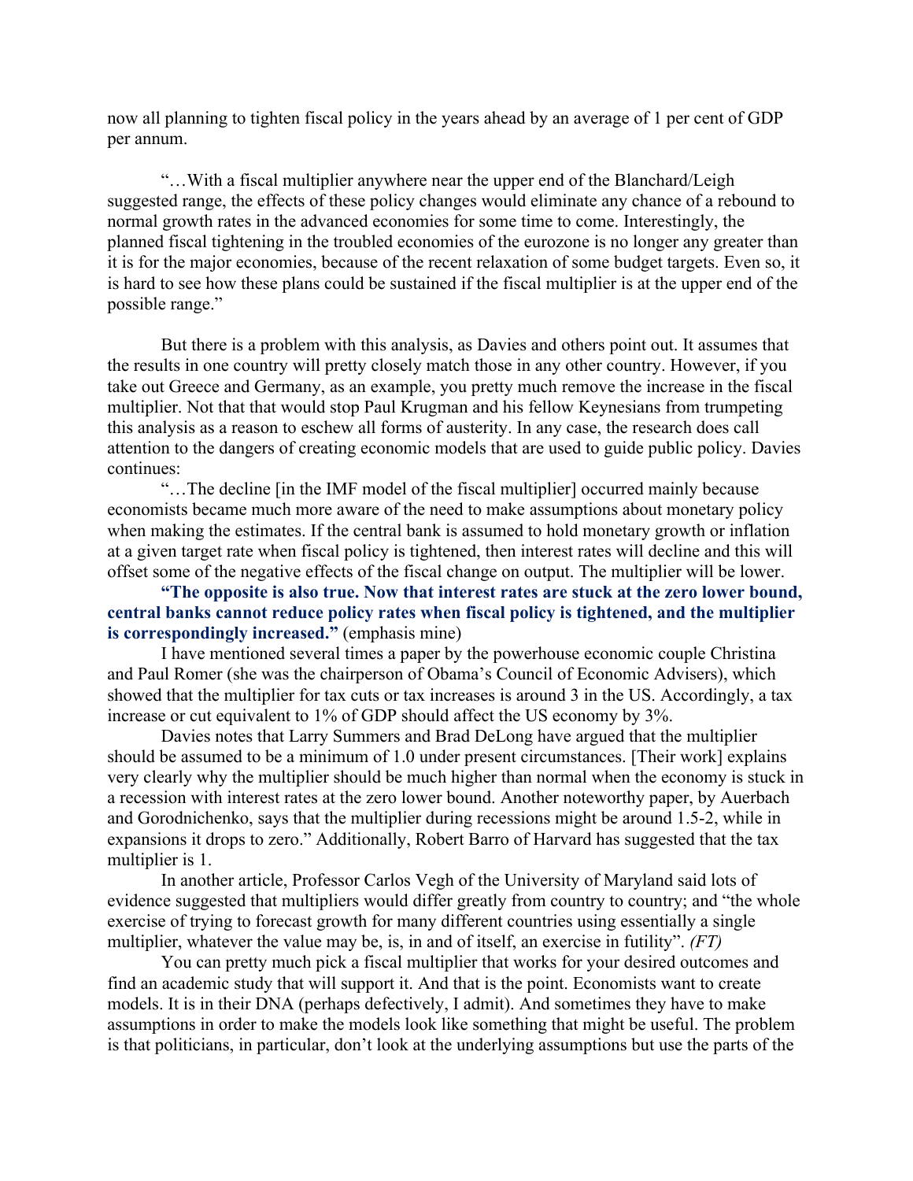now all planning to tighten fiscal policy in the years ahead by an average of 1 per cent of GDP per annum.

"…With a fiscal multiplier anywhere near the upper end of the Blanchard/Leigh suggested range, the effects of these policy changes would eliminate any chance of a rebound to normal growth rates in the advanced economies for some time to come. Interestingly, the planned fiscal tightening in the troubled economies of the eurozone is no longer any greater than it is for the major economies, because of the recent relaxation of some budget targets. Even so, it is hard to see how these plans could be sustained if the fiscal multiplier is at the upper end of the possible range."

But there is a problem with this analysis, as Davies and others point out. It assumes that the results in one country will pretty closely match those in any other country. However, if you take out Greece and Germany, as an example, you pretty much remove the increase in the fiscal multiplier. Not that that would stop Paul Krugman and his fellow Keynesians from trumpeting this analysis as a reason to eschew all forms of austerity. In any case, the research does call attention to the dangers of creating economic models that are used to guide public policy. Davies continues:

"…The decline [in the IMF model of the fiscal multiplier] occurred mainly because economists became much more aware of the need to make assumptions about monetary policy when making the estimates. If the central bank is assumed to hold monetary growth or inflation at a given target rate when fiscal policy is tightened, then interest rates will decline and this will offset some of the negative effects of the fiscal change on output. The multiplier will be lower.

**"The opposite is also true. Now that interest rates are stuck at the zero lower bound, central banks cannot reduce policy rates when fiscal policy is tightened, and the multiplier is correspondingly increased."** (emphasis mine)

I have mentioned several times a paper by the powerhouse economic couple Christina and Paul Romer (she was the chairperson of Obama's Council of Economic Advisers), which showed that the multiplier for tax cuts or tax increases is around 3 in the US. Accordingly, a tax increase or cut equivalent to 1% of GDP should affect the US economy by 3%.

Davies notes that Larry Summers and Brad DeLong have argued that the multiplier should be assumed to be a minimum of 1.0 under present circumstances. [Their work] explains very clearly why the multiplier should be much higher than normal when the economy is stuck in a recession with interest rates at the zero lower bound. Another noteworthy paper, by Auerbach and Gorodnichenko, says that the multiplier during recessions might be around 1.5-2, while in expansions it drops to zero." Additionally, Robert Barro of Harvard has suggested that the tax multiplier is 1.

In another article, Professor Carlos Vegh of the University of Maryland said lots of evidence suggested that multipliers would differ greatly from country to country; and "the whole exercise of trying to forecast growth for many different countries using essentially a single multiplier, whatever the value may be, is, in and of itself, an exercise in futility". *(FT)*

You can pretty much pick a fiscal multiplier that works for your desired outcomes and find an academic study that will support it. And that is the point. Economists want to create models. It is in their DNA (perhaps defectively, I admit). And sometimes they have to make assumptions in order to make the models look like something that might be useful. The problem is that politicians, in particular, don't look at the underlying assumptions but use the parts of the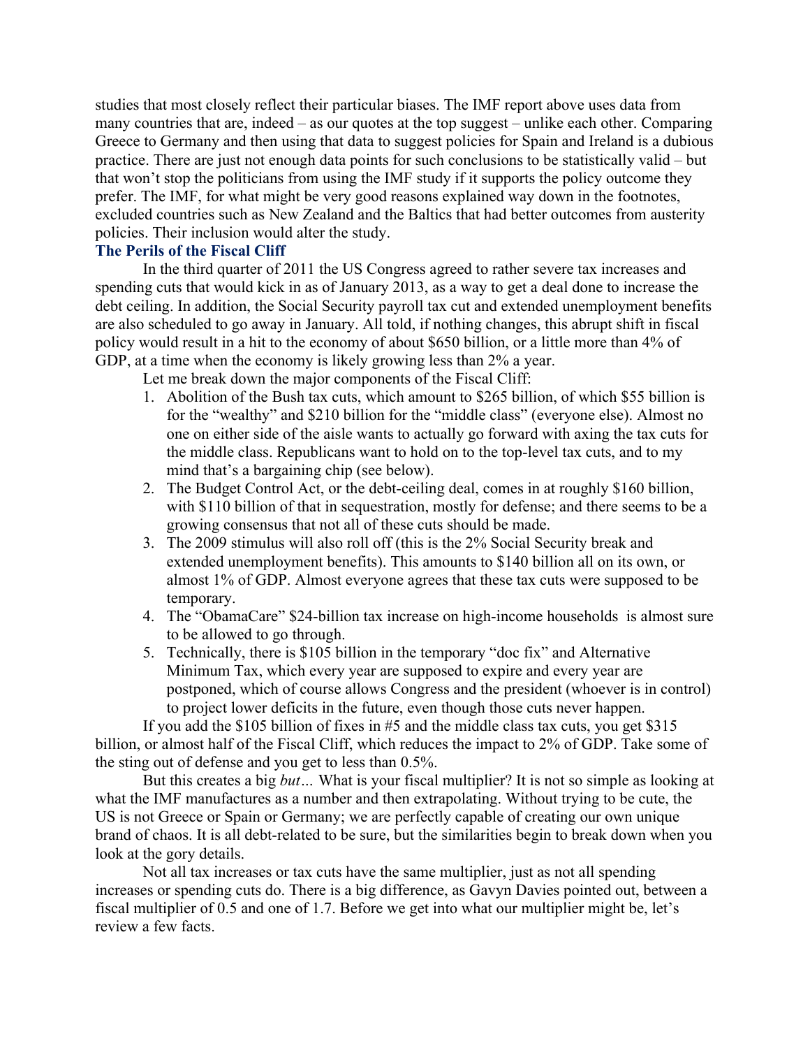studies that most closely reflect their particular biases. The IMF report above uses data from many countries that are, indeed – as our quotes at the top suggest – unlike each other. Comparing Greece to Germany and then using that data to suggest policies for Spain and Ireland is a dubious practice. There are just not enough data points for such conclusions to be statistically valid – but that won't stop the politicians from using the IMF study if it supports the policy outcome they prefer. The IMF, for what might be very good reasons explained way down in the footnotes, excluded countries such as New Zealand and the Baltics that had better outcomes from austerity policies. Their inclusion would alter the study.

### The Perils of the Fiscal Cliff

In the third quarter of 2011 the US Congress agreed to rather severe tax increases and spending cuts that would kick in as of January 2013, as a way to get a deal done to increase the debt ceiling. In addition, the Social Security payroll tax cut and extended unemployment benefits are also scheduled to go away in January. All told, if nothing changes, this abrupt shift in fiscal policy would result in a hit to the economy of about $650 billion, or a little more than 4% of GDP, at a time when the economy is likely growing less than 2% a year.

Let me break down the major components of the Fiscal Cliff:

1. Abolition of the Bush tax cuts, which amount to $265 billion, of which $55 billion is for the "wealthy" and $210 billion for the "middle class" (everyone else). Almost no one on either side of the aisle wants to actually go forward with axing the tax cuts for the middle class. Republicans want to hold on to the top-level tax cuts, and to my mind that's a bargaining chip (see below).
2. The Budget Control Act, or the debt-ceiling deal, comes in at roughly $160 billion, with $110 billion of that in sequestration, mostly for defense; and there seems to be a growing consensus that not all of these cuts should be made.
3. The 2009 stimulus will also roll off (this is the 2% Social Security break and extended unemployment benefits). This amounts to $140 billion all on its own, or almost 1% of GDP. Almost everyone agrees that these tax cuts were supposed to be temporary.
4. The "ObamaCare" $24-billion tax increase on high-income households is almost sure to be allowed to go through.
5. Technically, there is $105 billion in the temporary "doc fix" and Alternative Minimum Tax, which every year are supposed to expire and every year are postponed, which of course allows Congress and the president (whoever is in control) to project lower deficits in the future, even though those cuts never happen.

If you add the $105 billion of fixes in #5 and the middle class tax cuts, you get $315 billion, or almost half of the Fiscal Cliff, which reduces the impact to 2% of GDP. Take some of the sting out of defense and you get to less than 0.5%.

But this creates a big *but*… What is your fiscal multiplier? It is not so simple as looking at what the IMF manufactures as a number and then extrapolating. Without trying to be cute, the US is not Greece or Spain or Germany; we are perfectly capable of creating our own unique brand of chaos. It is all debt-related to be sure, but the similarities begin to break down when you look at the gory details.

Not all tax increases or tax cuts have the same multiplier, just as not all spending increases or spending cuts do. There is a big difference, as Gavyn Davies pointed out, between a fiscal multiplier of 0.5 and one of 1.7. Before we get into what our multiplier might be, let's review a few facts.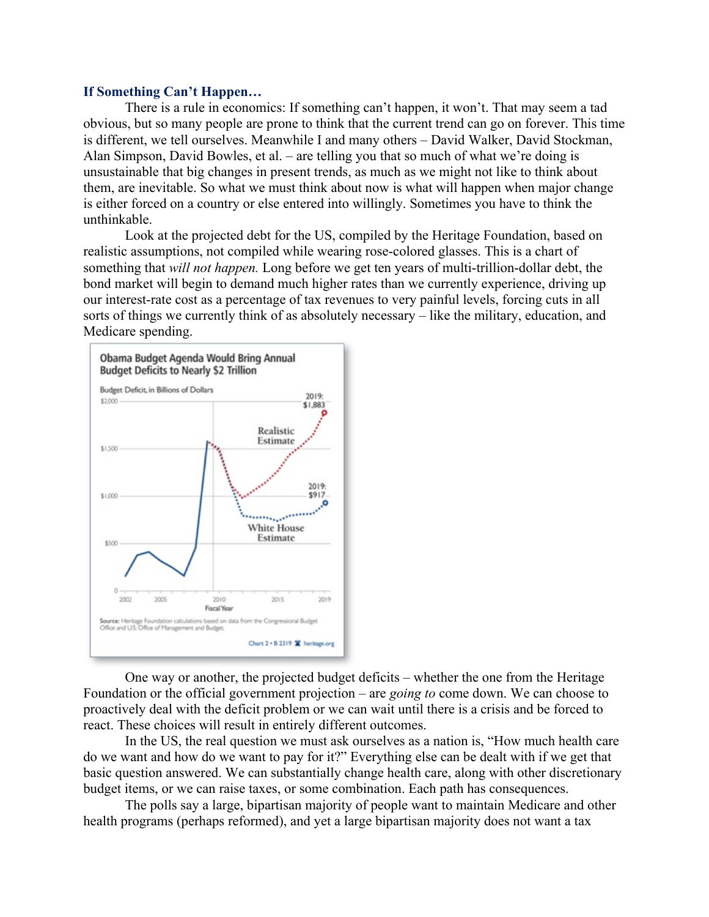**If Something Can't Happen…**

There is a rule in economics: If something can't happen, it won't. That may seem a tad obvious, but so many people are prone to think that the current trend can go on forever. This time is different, we tell ourselves. Meanwhile I and many others – David Walker, David Stockman, Alan Simpson, David Bowles, et al. – are telling you that so much of what we're doing is unsustainable that big changes in present trends, as much as we might not like to think about them, are inevitable. So what we must think about now is what will happen when major change is either forced on a country or else entered into willingly. Sometimes you have to think the unthinkable.

Look at the projected debt for the US, compiled by the Heritage Foundation, based on realistic assumptions, not compiled while wearing rose-colored glasses. This is a chart of something that *will not happen.* Long before we get ten years of multi-trillion-dollar debt, the bond market will begin to demand much higher rates than we currently experience, driving up our interest-rate cost as a percentage of tax revenues to very painful levels, forcing cuts in all sorts of things we currently think of as absolutely necessary – like the military, education, and Medicare spending.

**Obama Budget Agenda Would Bring Annual Budget Deficits to Nearly $2 Trillion**

Budget Deficit, in Billions of Dollars

Realistic Estimate — 2019: $1,883

White House Estimate — 2019: $917

Fiscal Year

Source: Heritage Foundation calculations based on data from the Congressional Budget Office and U.S. Office of Management and Budget.

Chart 2 • B 2319 heritage.org

One way or another, the projected budget deficits – whether the one from the Heritage Foundation or the official government projection – are *going to* come down. We can choose to proactively deal with the deficit problem or we can wait until there is a crisis and be forced to react. These choices will result in entirely different outcomes.

In the US, the real question we must ask ourselves as a nation is, "How much health care do we want and how do we want to pay for it?" Everything else can be dealt with if we get that basic question answered. We can substantially change health care, along with other discretionary budget items, or we can raise taxes, or some combination. Each path has consequences.

The polls say a large, bipartisan majority of people want to maintain Medicare and other health programs (perhaps reformed), and yet a large bipartisan majority does not want a tax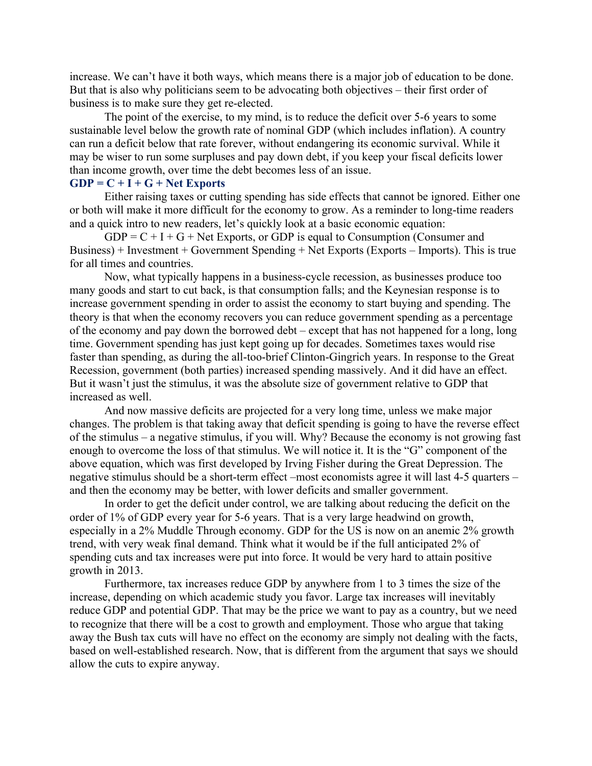increase. We can't have it both ways, which means there is a major job of education to be done. But that is also why politicians seem to be advocating both objectives – their first order of business is to make sure they get re-elected.

The point of the exercise, to my mind, is to reduce the deficit over 5-6 years to some sustainable level below the growth rate of nominal GDP (which includes inflation). A country can run a deficit below that rate forever, without endangering its economic survival. While it may be wiser to run some surpluses and pay down debt, if you keep your fiscal deficits lower than income growth, over time the debt becomes less of an issue.

### GDP = C + I + G + Net Exports

Either raising taxes or cutting spending has side effects that cannot be ignored. Either one or both will make it more difficult for the economy to grow. As a reminder to long-time readers and a quick intro to new readers, let's quickly look at a basic economic equation:

GDP = C + I + G + Net Exports, or GDP is equal to Consumption (Consumer and Business) + Investment + Government Spending + Net Exports (Exports – Imports). This is true for all times and countries.

Now, what typically happens in a business-cycle recession, as businesses produce too many goods and start to cut back, is that consumption falls; and the Keynesian response is to increase government spending in order to assist the economy to start buying and spending. The theory is that when the economy recovers you can reduce government spending as a percentage of the economy and pay down the borrowed debt – except that has not happened for a long, long time. Government spending has just kept going up for decades. Sometimes taxes would rise faster than spending, as during the all-too-brief Clinton-Gingrich years. In response to the Great Recession, government (both parties) increased spending massively. And it did have an effect. But it wasn't just the stimulus, it was the absolute size of government relative to GDP that increased as well.

And now massive deficits are projected for a very long time, unless we make major changes. The problem is that taking away that deficit spending is going to have the reverse effect of the stimulus – a negative stimulus, if you will. Why? Because the economy is not growing fast enough to overcome the loss of that stimulus. We will notice it. It is the "G" component of the above equation, which was first developed by Irving Fisher during the Great Depression. The negative stimulus should be a short-term effect –most economists agree it will last 4-5 quarters – and then the economy may be better, with lower deficits and smaller government.

In order to get the deficit under control, we are talking about reducing the deficit on the order of 1% of GDP every year for 5-6 years. That is a very large headwind on growth, especially in a 2% Muddle Through economy. GDP for the US is now on an anemic 2% growth trend, with very weak final demand. Think what it would be if the full anticipated 2% of spending cuts and tax increases were put into force. It would be very hard to attain positive growth in 2013.

Furthermore, tax increases reduce GDP by anywhere from 1 to 3 times the size of the increase, depending on which academic study you favor. Large tax increases will inevitably reduce GDP and potential GDP. That may be the price we want to pay as a country, but we need to recognize that there will be a cost to growth and employment. Those who argue that taking away the Bush tax cuts will have no effect on the economy are simply not dealing with the facts, based on well-established research. Now, that is different from the argument that says we should allow the cuts to expire anyway.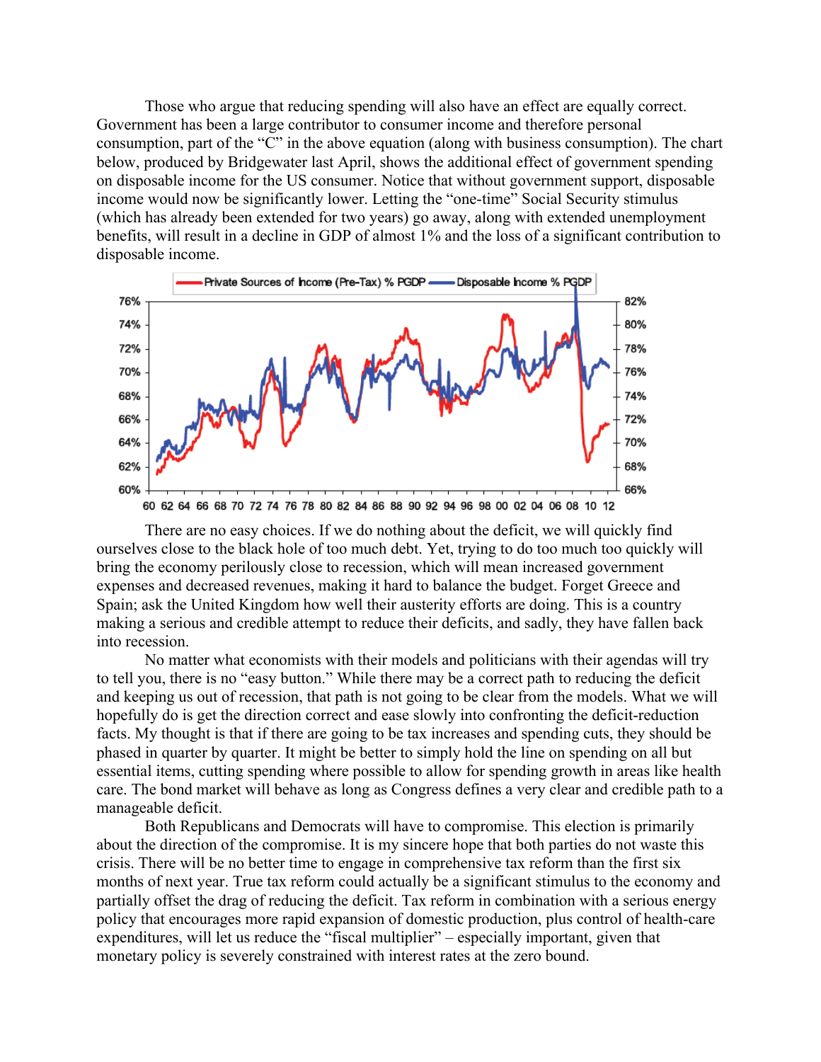Those who argue that reducing spending will also have an effect are equally correct. Government has been a large contributor to consumer income and therefore personal consumption, part of the "C" in the above equation (along with business consumption). The chart below, produced by Bridgewater last April, shows the additional effect of government spending on disposable income for the US consumer. Notice that without government support, disposable income would now be significantly lower. Letting the "one-time" Social Security stimulus (which has already been extended for two years) go away, along with extended unemployment benefits, will result in a decline in GDP of almost 1% and the loss of a significant contribution to disposable income.

There are no easy choices. If we do nothing about the deficit, we will quickly find ourselves close to the black hole of too much debt. Yet, trying to do too much too quickly will bring the economy perilously close to recession, which will mean increased government expenses and decreased revenues, making it hard to balance the budget. Forget Greece and Spain; ask the United Kingdom how well their austerity efforts are doing. This is a country making a serious and credible attempt to reduce their deficits, and sadly, they have fallen back into recession.

No matter what economists with their models and politicians with their agendas will try to tell you, there is no "easy button." While there may be a correct path to reducing the deficit and keeping us out of recession, that path is not going to be clear from the models. What we will hopefully do is get the direction correct and ease slowly into confronting the deficit-reduction facts. My thought is that if there are going to be tax increases and spending cuts, they should be phased in quarter by quarter. It might be better to simply hold the line on spending on all but essential items, cutting spending where possible to allow for spending growth in areas like health care. The bond market will behave as long as Congress defines a very clear and credible path to a manageable deficit.

Both Republicans and Democrats will have to compromise. This election is primarily about the direction of the compromise. It is my sincere hope that both parties do not waste this crisis. There will be no better time to engage in comprehensive tax reform than the first six months of next year. True tax reform could actually be a significant stimulus to the economy and partially offset the drag of reducing the deficit. Tax reform in combination with a serious energy policy that encourages more rapid expansion of domestic production, plus control of health-care expenditures, will let us reduce the "fiscal multiplier" – especially important, given that monetary policy is severely constrained with interest rates at the zero bound.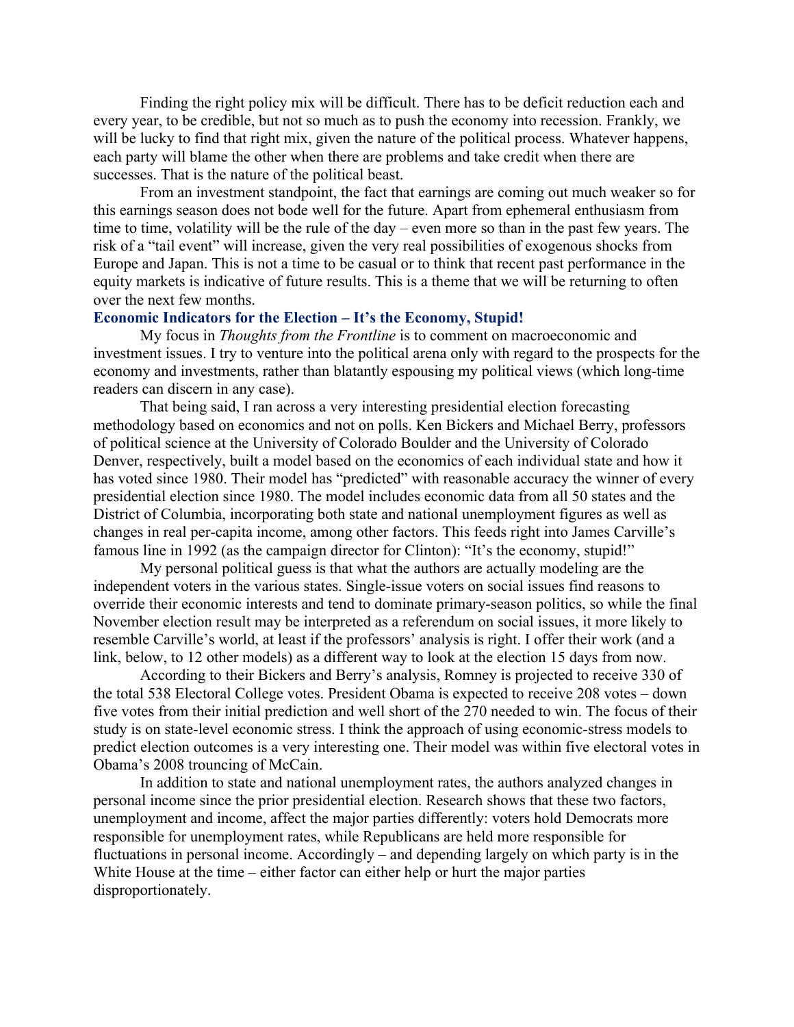Finding the right policy mix will be difficult. There has to be deficit reduction each and every year, to be credible, but not so much as to push the economy into recession. Frankly, we will be lucky to find that right mix, given the nature of the political process. Whatever happens, each party will blame the other when there are problems and take credit when there are successes. That is the nature of the political beast.

From an investment standpoint, the fact that earnings are coming out much weaker so for this earnings season does not bode well for the future. Apart from ephemeral enthusiasm from time to time, volatility will be the rule of the day – even more so than in the past few years. The risk of a "tail event" will increase, given the very real possibilities of exogenous shocks from Europe and Japan. This is not a time to be casual or to think that recent past performance in the equity markets is indicative of future results. This is a theme that we will be returning to often over the next few months.

### Economic Indicators for the Election – It's the Economy, Stupid!

My focus in *Thoughts from the Frontline* is to comment on macroeconomic and investment issues. I try to venture into the political arena only with regard to the prospects for the economy and investments, rather than blatantly espousing my political views (which long-time readers can discern in any case).

That being said, I ran across a very interesting presidential election forecasting methodology based on economics and not on polls. Ken Bickers and Michael Berry, professors of political science at the University of Colorado Boulder and the University of Colorado Denver, respectively, built a model based on the economics of each individual state and how it has voted since 1980. Their model has "predicted" with reasonable accuracy the winner of every presidential election since 1980. The model includes economic data from all 50 states and the District of Columbia, incorporating both state and national unemployment figures as well as changes in real per-capita income, among other factors. This feeds right into James Carville's famous line in 1992 (as the campaign director for Clinton): "It's the economy, stupid!"

My personal political guess is that what the authors are actually modeling are the independent voters in the various states. Single-issue voters on social issues find reasons to override their economic interests and tend to dominate primary-season politics, so while the final November election result may be interpreted as a referendum on social issues, it more likely to resemble Carville's world, at least if the professors' analysis is right. I offer their work (and a link, below, to 12 other models) as a different way to look at the election 15 days from now.

According to their Bickers and Berry's analysis, Romney is projected to receive 330 of the total 538 Electoral College votes. President Obama is expected to receive 208 votes – down five votes from their initial prediction and well short of the 270 needed to win. The focus of their study is on state-level economic stress. I think the approach of using economic-stress models to predict election outcomes is a very interesting one. Their model was within five electoral votes in Obama's 2008 trouncing of McCain.

In addition to state and national unemployment rates, the authors analyzed changes in personal income since the prior presidential election. Research shows that these two factors, unemployment and income, affect the major parties differently: voters hold Democrats more responsible for unemployment rates, while Republicans are held more responsible for fluctuations in personal income. Accordingly – and depending largely on which party is in the White House at the time – either factor can either help or hurt the major parties disproportionately.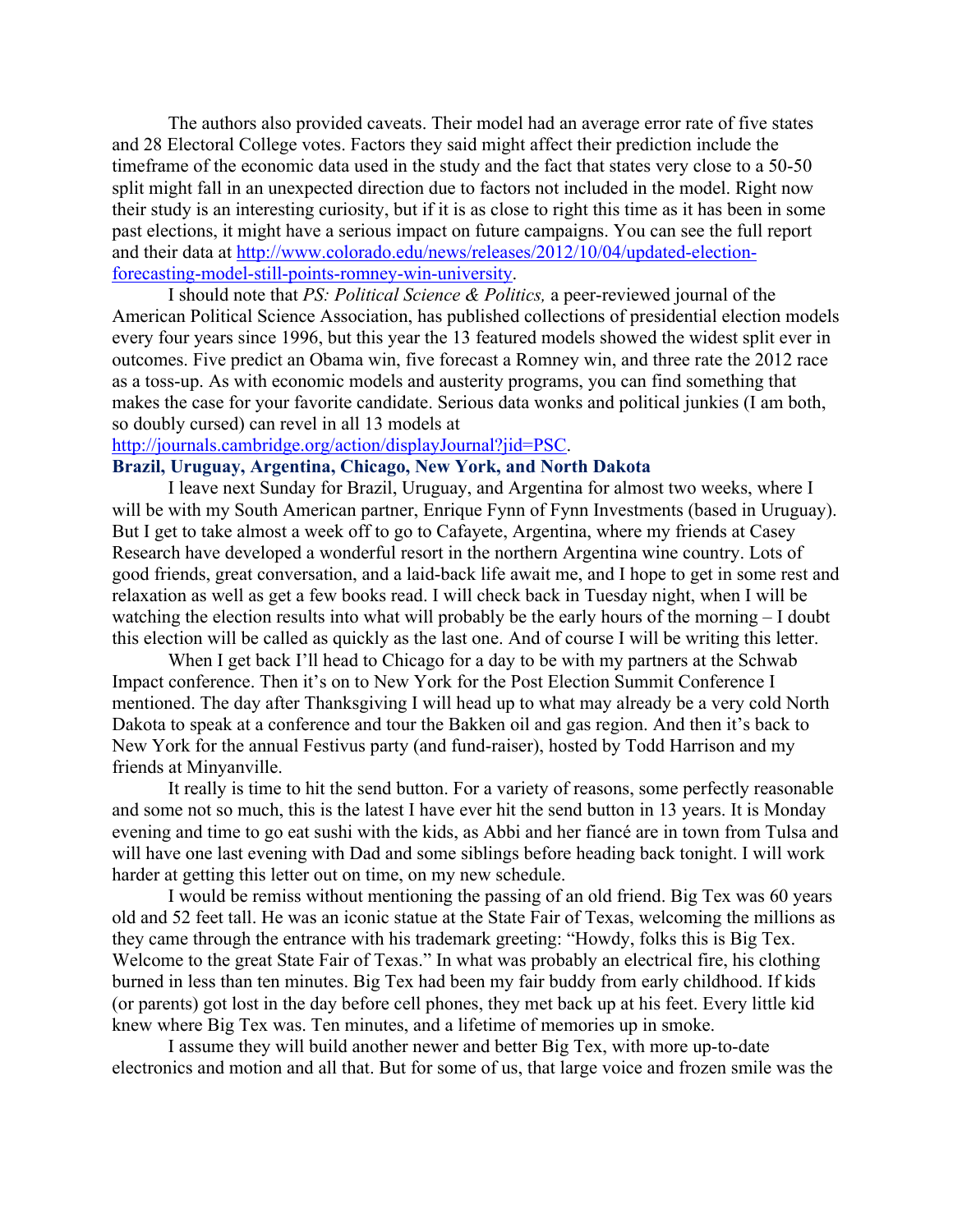The authors also provided caveats. Their model had an average error rate of five states and 28 Electoral College votes. Factors they said might affect their prediction include the timeframe of the economic data used in the study and the fact that states very close to a 50-50 split might fall in an unexpected direction due to factors not included in the model. Right now their study is an interesting curiosity, but if it is as close to right this time as it has been in some past elections, it might have a serious impact on future campaigns. You can see the full report and their data at [http://www.colorado.edu/news/releases/2012/10/04/updated-election-forecasting-model-still-points-romney-win-university](http://www.colorado.edu/news/releases/2012/10/04/updated-election-forecasting-model-still-points-romney-win-university).

I should note that *PS: Political Science & Politics,* a peer-reviewed journal of the American Political Science Association, has published collections of presidential election models every four years since 1996, but this year the 13 featured models showed the widest split ever in outcomes. Five predict an Obama win, five forecast a Romney win, and three rate the 2012 race as a toss-up. As with economic models and austerity programs, you can find something that makes the case for your favorite candidate. Serious data wonks and political junkies (I am both, so doubly cursed) can revel in all 13 models at [http://journals.cambridge.org/action/displayJournal?jid=PSC](http://journals.cambridge.org/action/displayJournal?jid=PSC).

### Brazil, Uruguay, Argentina, Chicago, New York, and North Dakota

I leave next Sunday for Brazil, Uruguay, and Argentina for almost two weeks, where I will be with my South American partner, Enrique Fynn of Fynn Investments (based in Uruguay). But I get to take almost a week off to go to Cafayete, Argentina, where my friends at Casey Research have developed a wonderful resort in the northern Argentina wine country. Lots of good friends, great conversation, and a laid-back life await me, and I hope to get in some rest and relaxation as well as get a few books read. I will check back in Tuesday night, when I will be watching the election results into what will probably be the early hours of the morning – I doubt this election will be called as quickly as the last one. And of course I will be writing this letter.

When I get back I'll head to Chicago for a day to be with my partners at the Schwab Impact conference. Then it's on to New York for the Post Election Summit Conference I mentioned. The day after Thanksgiving I will head up to what may already be a very cold North Dakota to speak at a conference and tour the Bakken oil and gas region. And then it's back to New York for the annual Festivus party (and fund-raiser), hosted by Todd Harrison and my friends at Minyanville.

It really is time to hit the send button. For a variety of reasons, some perfectly reasonable and some not so much, this is the latest I have ever hit the send button in 13 years. It is Monday evening and time to go eat sushi with the kids, as Abbi and her fiancé are in town from Tulsa and will have one last evening with Dad and some siblings before heading back tonight. I will work harder at getting this letter out on time, on my new schedule.

I would be remiss without mentioning the passing of an old friend. Big Tex was 60 years old and 52 feet tall. He was an iconic statue at the State Fair of Texas, welcoming the millions as they came through the entrance with his trademark greeting: "Howdy, folks this is Big Tex. Welcome to the great State Fair of Texas." In what was probably an electrical fire, his clothing burned in less than ten minutes. Big Tex had been my fair buddy from early childhood. If kids (or parents) got lost in the day before cell phones, they met back up at his feet. Every little kid knew where Big Tex was. Ten minutes, and a lifetime of memories up in smoke.

I assume they will build another newer and better Big Tex, with more up-to-date electronics and motion and all that. But for some of us, that large voice and frozen smile was the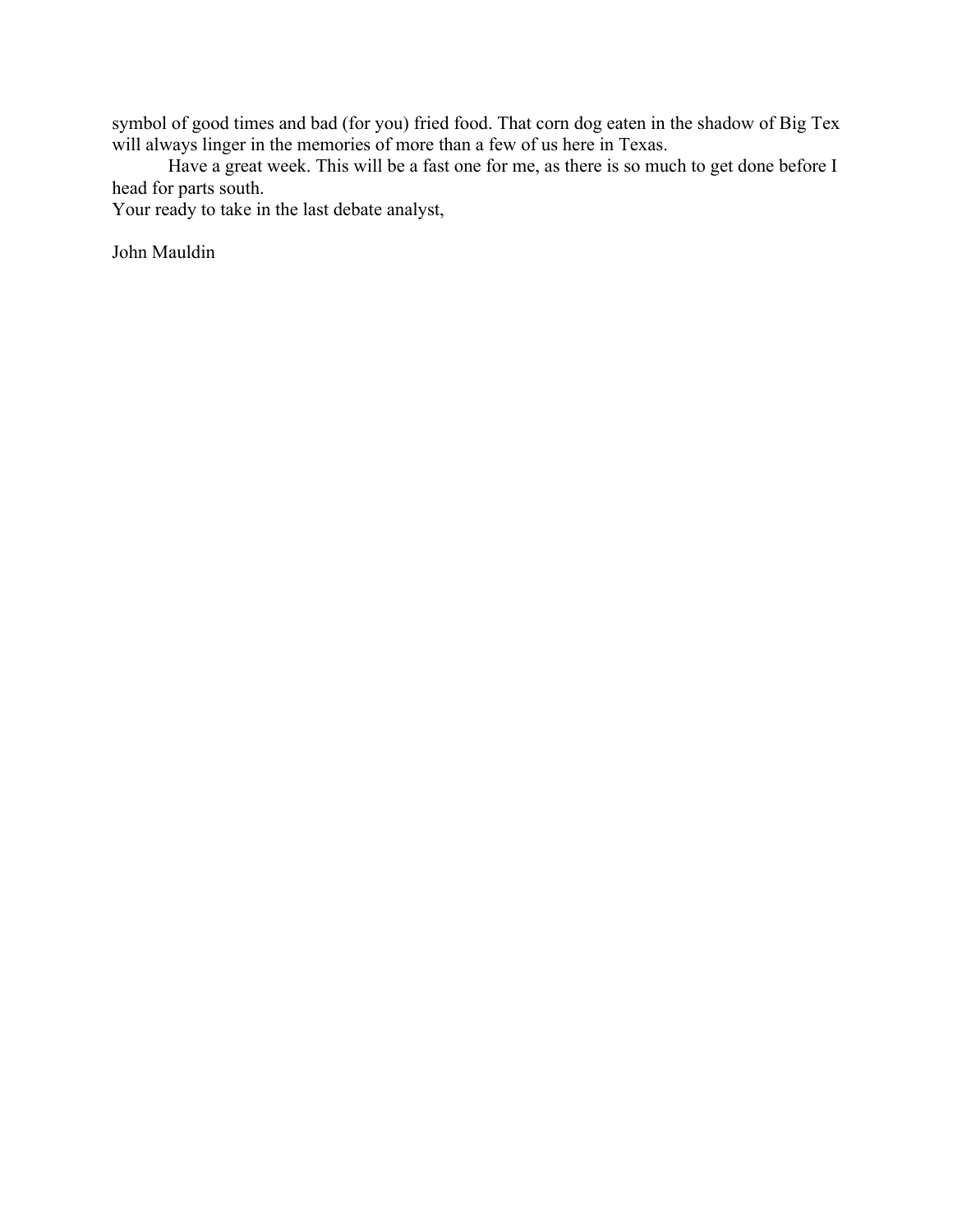symbol of good times and bad (for you) fried food. That corn dog eaten in the shadow of Big Tex will always linger in the memories of more than a few of us here in Texas.

Have a great week. This will be a fast one for me, as there is so much to get done before I head for parts south.

Your ready to take in the last debate analyst,

John Mauldin